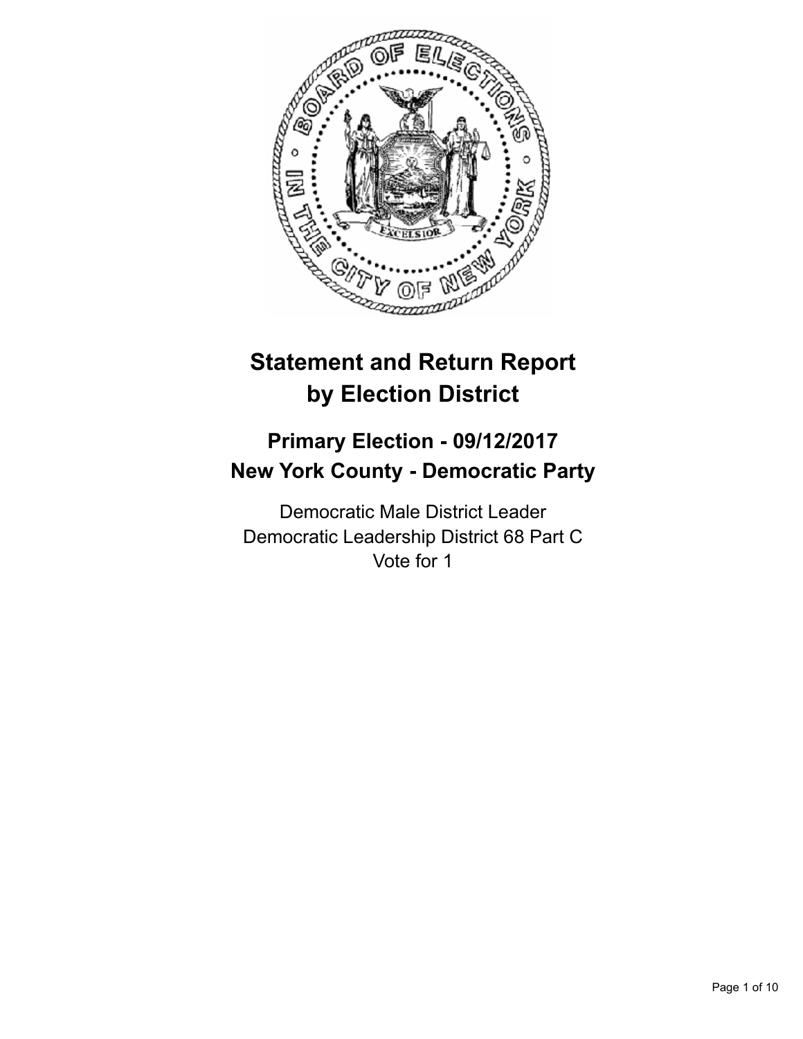# Statement and Return Report by Election District

## Primary Election - 09/12/2017
## New York County - Democratic Party

Democratic Male District Leader
Democratic Leadership District 68 Part C
Vote for 1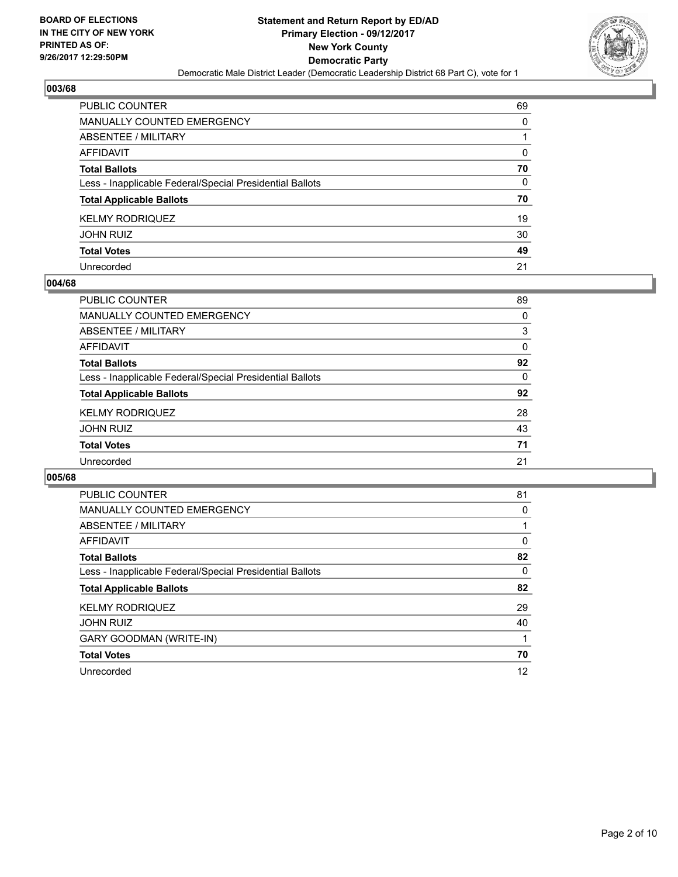**BOARD OF ELECTIONS IN THE CITY OF NEW YORK PRINTED AS OF: 9/26/2017 12:29:50PM**

**Statement and Return Report by ED/AD Primary Election - 09/12/2017 New York County Democratic Party**

Democratic Male District Leader (Democratic Leadership District 68 Part C), vote for 1

### 003/68

| | |
|---|---|
| PUBLIC COUNTER | 69 |
| MANUALLY COUNTED EMERGENCY | 0 |
| ABSENTEE / MILITARY | 1 |
| AFFIDAVIT | 0 |
| **Total Ballots** | **70** |
| Less - Inapplicable Federal/Special Presidential Ballots | 0 |
| **Total Applicable Ballots** | **70** |
| KELMY RODRIQUEZ | 19 |
| JOHN RUIZ | 30 |
| **Total Votes** | **49** |
| Unrecorded | 21 |

### 004/68

| | |
|---|---|
| PUBLIC COUNTER | 89 |
| MANUALLY COUNTED EMERGENCY | 0 |
| ABSENTEE / MILITARY | 3 |
| AFFIDAVIT | 0 |
| **Total Ballots** | **92** |
| Less - Inapplicable Federal/Special Presidential Ballots | 0 |
| **Total Applicable Ballots** | **92** |
| KELMY RODRIQUEZ | 28 |
| JOHN RUIZ | 43 |
| **Total Votes** | **71** |
| Unrecorded | 21 |

### 005/68

| | |
|---|---|
| PUBLIC COUNTER | 81 |
| MANUALLY COUNTED EMERGENCY | 0 |
| ABSENTEE / MILITARY | 1 |
| AFFIDAVIT | 0 |
| **Total Ballots** | **82** |
| Less - Inapplicable Federal/Special Presidential Ballots | 0 |
| **Total Applicable Ballots** | **82** |
| KELMY RODRIQUEZ | 29 |
| JOHN RUIZ | 40 |
| GARY GOODMAN (WRITE-IN) | 1 |
| **Total Votes** | **70** |
| Unrecorded | 12 |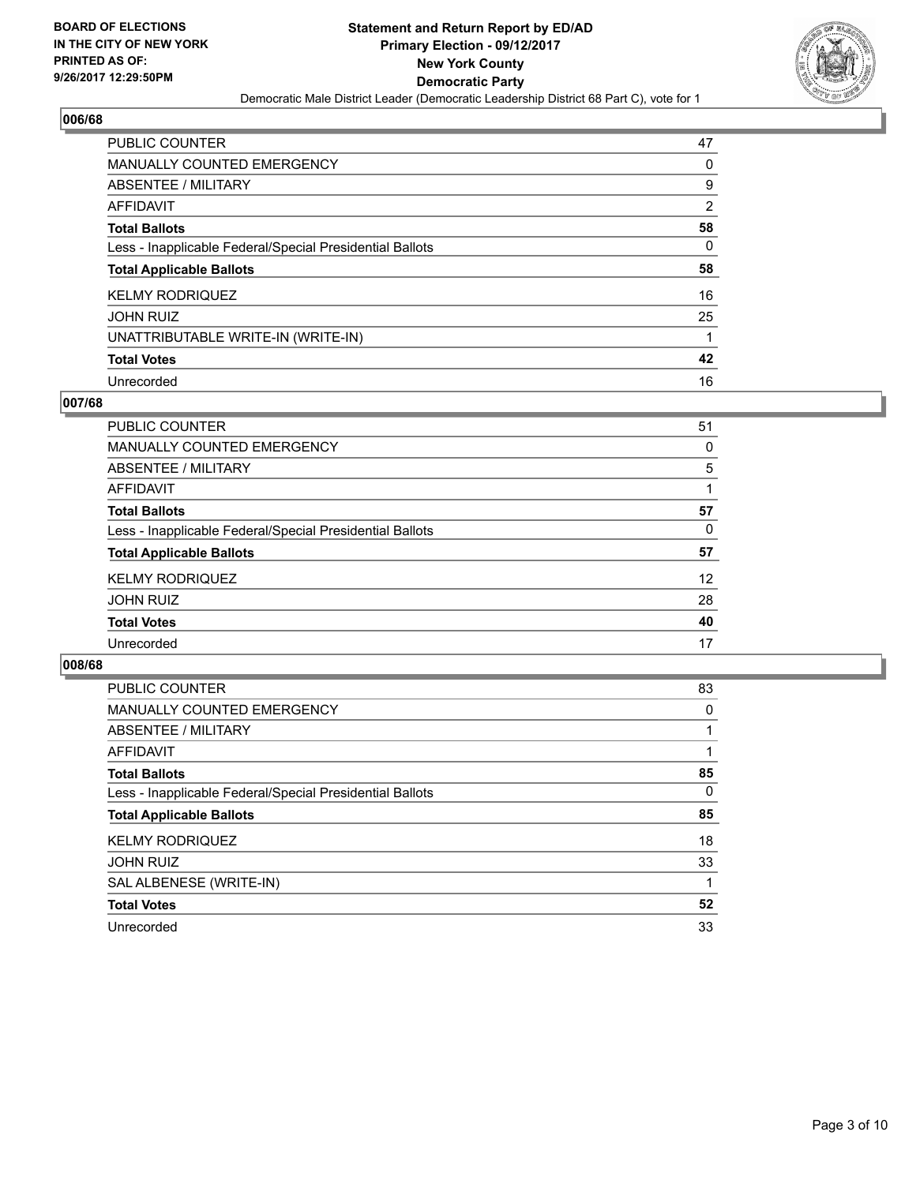BOARD OF ELECTIONS
IN THE CITY OF NEW YORK
PRINTED AS OF:
9/26/2017 12:29:50PM

**Statement and Return Report by ED/AD**
**Primary Election - 09/12/2017**
**New York County**
**Democratic Party**
Democratic Male District Leader (Democratic Leadership District 68 Part C), vote for 1

### 006/68

| | |
|---|---|
| PUBLIC COUNTER | 47 |
| MANUALLY COUNTED EMERGENCY | 0 |
| ABSENTEE / MILITARY | 9 |
| AFFIDAVIT | 2 |
| **Total Ballots** | **58** |
| Less - Inapplicable Federal/Special Presidential Ballots | 0 |
| **Total Applicable Ballots** | **58** |
| KELMY RODRIQUEZ | 16 |
| JOHN RUIZ | 25 |
| UNATTRIBUTABLE WRITE-IN (WRITE-IN) | 1 |
| **Total Votes** | **42** |
| Unrecorded | 16 |

### 007/68

| | |
|---|---|
| PUBLIC COUNTER | 51 |
| MANUALLY COUNTED EMERGENCY | 0 |
| ABSENTEE / MILITARY | 5 |
| AFFIDAVIT | 1 |
| **Total Ballots** | **57** |
| Less - Inapplicable Federal/Special Presidential Ballots | 0 |
| **Total Applicable Ballots** | **57** |
| KELMY RODRIQUEZ | 12 |
| JOHN RUIZ | 28 |
| **Total Votes** | **40** |
| Unrecorded | 17 |

### 008/68

| | |
|---|---|
| PUBLIC COUNTER | 83 |
| MANUALLY COUNTED EMERGENCY | 0 |
| ABSENTEE / MILITARY | 1 |
| AFFIDAVIT | 1 |
| **Total Ballots** | **85** |
| Less - Inapplicable Federal/Special Presidential Ballots | 0 |
| **Total Applicable Ballots** | **85** |
| KELMY RODRIQUEZ | 18 |
| JOHN RUIZ | 33 |
| SAL ALBENESE (WRITE-IN) | 1 |
| **Total Votes** | **52** |
| Unrecorded | 33 |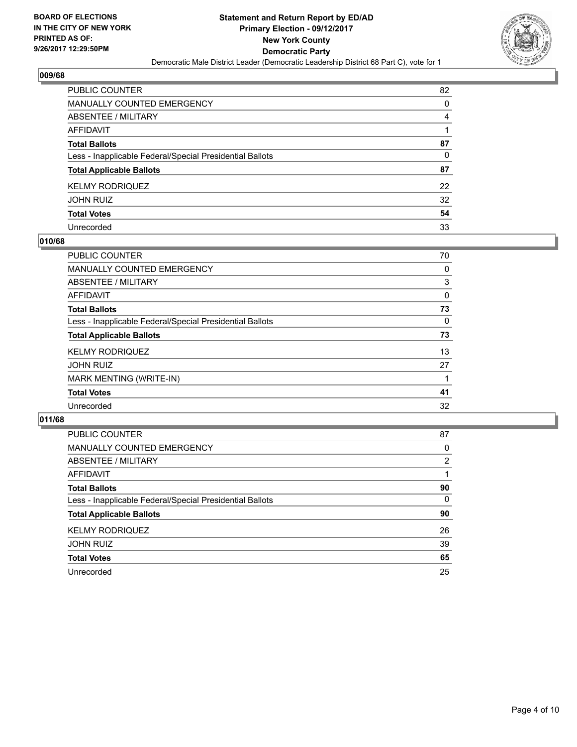BOARD OF ELECTIONS
IN THE CITY OF NEW YORK
PRINTED AS OF:
9/26/2017 12:29:50PM

**Statement and Return Report by ED/AD**
**Primary Election - 09/12/2017**
**New York County**
**Democratic Party**
Democratic Male District Leader (Democratic Leadership District 68 Part C), vote for 1

## 009/68

| | |
|---|---|
| PUBLIC COUNTER | 82 |
| MANUALLY COUNTED EMERGENCY | 0 |
| ABSENTEE / MILITARY | 4 |
| AFFIDAVIT | 1 |
| **Total Ballots** | **87** |
| Less - Inapplicable Federal/Special Presidential Ballots | 0 |
| **Total Applicable Ballots** | **87** |
| KELMY RODRIQUEZ | 22 |
| JOHN RUIZ | 32 |
| **Total Votes** | **54** |
| Unrecorded | 33 |

## 010/68

| | |
|---|---|
| PUBLIC COUNTER | 70 |
| MANUALLY COUNTED EMERGENCY | 0 |
| ABSENTEE / MILITARY | 3 |
| AFFIDAVIT | 0 |
| **Total Ballots** | **73** |
| Less - Inapplicable Federal/Special Presidential Ballots | 0 |
| **Total Applicable Ballots** | **73** |
| KELMY RODRIQUEZ | 13 |
| JOHN RUIZ | 27 |
| MARK MENTING (WRITE-IN) | 1 |
| **Total Votes** | **41** |
| Unrecorded | 32 |

## 011/68

| | |
|---|---|
| PUBLIC COUNTER | 87 |
| MANUALLY COUNTED EMERGENCY | 0 |
| ABSENTEE / MILITARY | 2 |
| AFFIDAVIT | 1 |
| **Total Ballots** | **90** |
| Less - Inapplicable Federal/Special Presidential Ballots | 0 |
| **Total Applicable Ballots** | **90** |
| KELMY RODRIQUEZ | 26 |
| JOHN RUIZ | 39 |
| **Total Votes** | **65** |
| Unrecorded | 25 |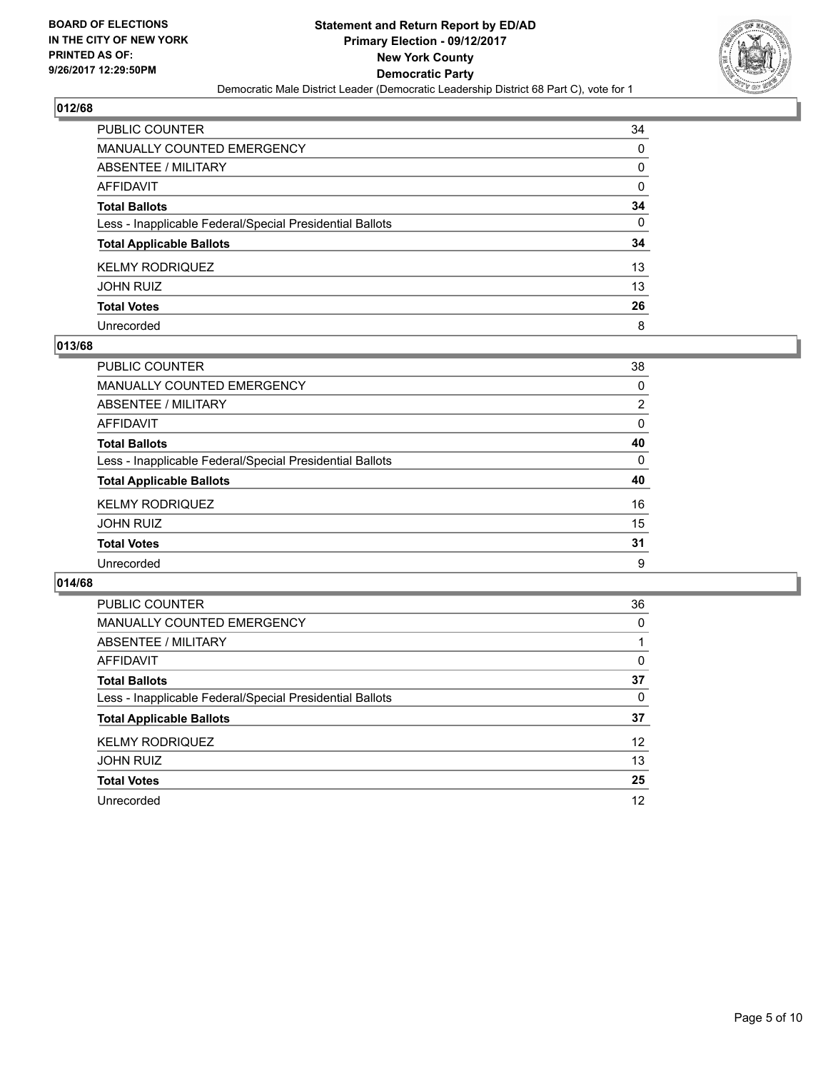**BOARD OF ELECTIONS IN THE CITY OF NEW YORK PRINTED AS OF: 9/26/2017 12:29:50PM**

# Statement and Return Report by ED/AD
## Primary Election - 09/12/2017
## New York County
## Democratic Party
Democratic Male District Leader (Democratic Leadership District 68 Part C), vote for 1

### 012/68

| | |
|---|---|
| PUBLIC COUNTER | 34 |
| MANUALLY COUNTED EMERGENCY | 0 |
| ABSENTEE / MILITARY | 0 |
| AFFIDAVIT | 0 |
| **Total Ballots** | **34** |
| Less - Inapplicable Federal/Special Presidential Ballots | 0 |
| **Total Applicable Ballots** | **34** |
| KELMY RODRIQUEZ | 13 |
| JOHN RUIZ | 13 |
| **Total Votes** | **26** |
| Unrecorded | 8 |

### 013/68

| | |
|---|---|
| PUBLIC COUNTER | 38 |
| MANUALLY COUNTED EMERGENCY | 0 |
| ABSENTEE / MILITARY | 2 |
| AFFIDAVIT | 0 |
| **Total Ballots** | **40** |
| Less - Inapplicable Federal/Special Presidential Ballots | 0 |
| **Total Applicable Ballots** | **40** |
| KELMY RODRIQUEZ | 16 |
| JOHN RUIZ | 15 |
| **Total Votes** | **31** |
| Unrecorded | 9 |

### 014/68

| | |
|---|---|
| PUBLIC COUNTER | 36 |
| MANUALLY COUNTED EMERGENCY | 0 |
| ABSENTEE / MILITARY | 1 |
| AFFIDAVIT | 0 |
| **Total Ballots** | **37** |
| Less - Inapplicable Federal/Special Presidential Ballots | 0 |
| **Total Applicable Ballots** | **37** |
| KELMY RODRIQUEZ | 12 |
| JOHN RUIZ | 13 |
| **Total Votes** | **25** |
| Unrecorded | 12 |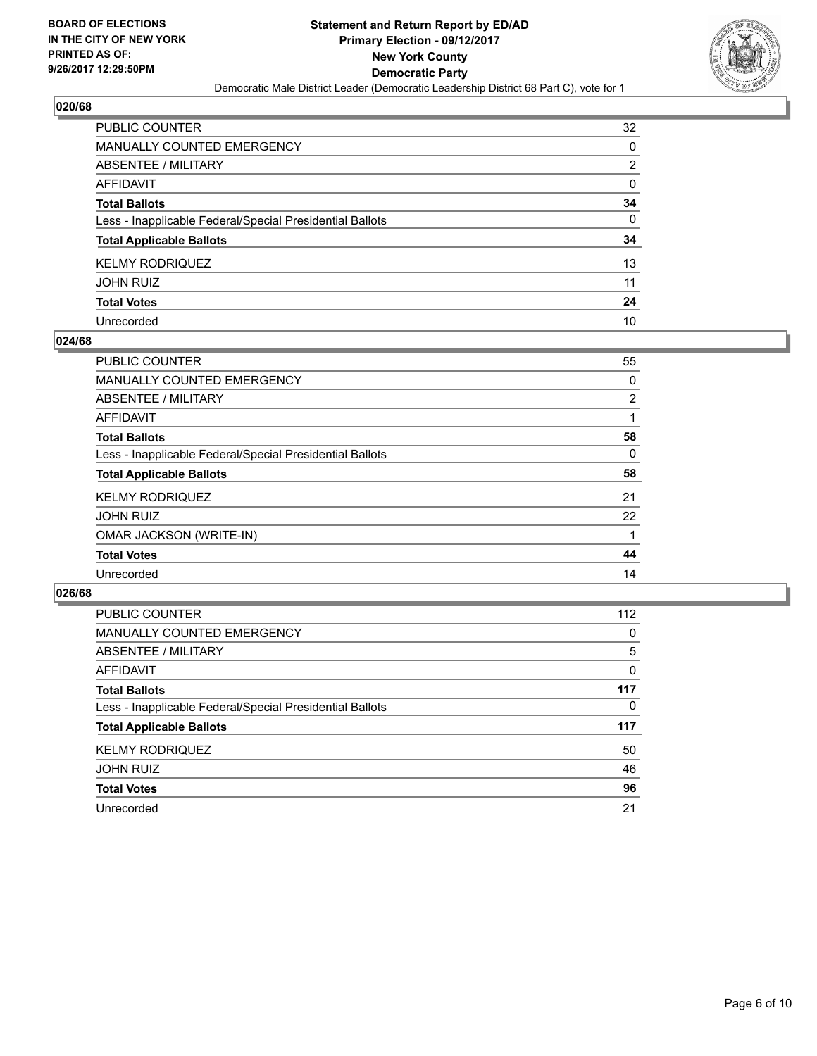BOARD OF ELECTIONS
IN THE CITY OF NEW YORK
PRINTED AS OF:
9/26/2017 12:29:50PM

**Statement and Return Report by ED/AD**
**Primary Election - 09/12/2017**
**New York County**
**Democratic Party**
Democratic Male District Leader (Democratic Leadership District 68 Part C), vote for 1

## 020/68

| | |
|---|---|
| PUBLIC COUNTER | 32 |
| MANUALLY COUNTED EMERGENCY | 0 |
| ABSENTEE / MILITARY | 2 |
| AFFIDAVIT | 0 |
| **Total Ballots** | **34** |
| Less - Inapplicable Federal/Special Presidential Ballots | 0 |
| **Total Applicable Ballots** | **34** |
| KELMY RODRIQUEZ | 13 |
| JOHN RUIZ | 11 |
| **Total Votes** | **24** |
| Unrecorded | 10 |

## 024/68

| | |
|---|---|
| PUBLIC COUNTER | 55 |
| MANUALLY COUNTED EMERGENCY | 0 |
| ABSENTEE / MILITARY | 2 |
| AFFIDAVIT | 1 |
| **Total Ballots** | **58** |
| Less - Inapplicable Federal/Special Presidential Ballots | 0 |
| **Total Applicable Ballots** | **58** |
| KELMY RODRIQUEZ | 21 |
| JOHN RUIZ | 22 |
| OMAR JACKSON (WRITE-IN) | 1 |
| **Total Votes** | **44** |
| Unrecorded | 14 |

## 026/68

| | |
|---|---|
| PUBLIC COUNTER | 112 |
| MANUALLY COUNTED EMERGENCY | 0 |
| ABSENTEE / MILITARY | 5 |
| AFFIDAVIT | 0 |
| **Total Ballots** | **117** |
| Less - Inapplicable Federal/Special Presidential Ballots | 0 |
| **Total Applicable Ballots** | **117** |
| KELMY RODRIQUEZ | 50 |
| JOHN RUIZ | 46 |
| **Total Votes** | **96** |
| Unrecorded | 21 |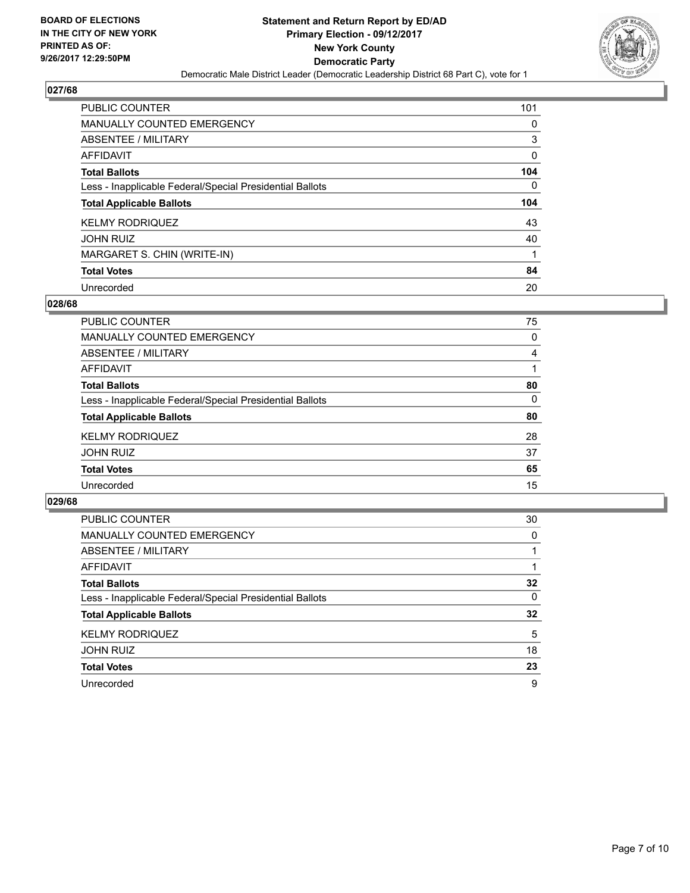**BOARD OF ELECTIONS IN THE CITY OF NEW YORK PRINTED AS OF: 9/26/2017 12:29:50PM**

**Statement and Return Report by ED/AD**
**Primary Election - 09/12/2017**
**New York County**
**Democratic Party**
Democratic Male District Leader (Democratic Leadership District 68 Part C), vote for 1

## 027/68

| | |
|---|---|
| PUBLIC COUNTER | 101 |
| MANUALLY COUNTED EMERGENCY | 0 |
| ABSENTEE / MILITARY | 3 |
| AFFIDAVIT | 0 |
| **Total Ballots** | **104** |
| Less - Inapplicable Federal/Special Presidential Ballots | 0 |
| **Total Applicable Ballots** | **104** |
| KELMY RODRIQUEZ | 43 |
| JOHN RUIZ | 40 |
| MARGARET S. CHIN (WRITE-IN) | 1 |
| **Total Votes** | **84** |
| Unrecorded | 20 |

## 028/68

| | |
|---|---|
| PUBLIC COUNTER | 75 |
| MANUALLY COUNTED EMERGENCY | 0 |
| ABSENTEE / MILITARY | 4 |
| AFFIDAVIT | 1 |
| **Total Ballots** | **80** |
| Less - Inapplicable Federal/Special Presidential Ballots | 0 |
| **Total Applicable Ballots** | **80** |
| KELMY RODRIQUEZ | 28 |
| JOHN RUIZ | 37 |
| **Total Votes** | **65** |
| Unrecorded | 15 |

## 029/68

| | |
|---|---|
| PUBLIC COUNTER | 30 |
| MANUALLY COUNTED EMERGENCY | 0 |
| ABSENTEE / MILITARY | 1 |
| AFFIDAVIT | 1 |
| **Total Ballots** | **32** |
| Less - Inapplicable Federal/Special Presidential Ballots | 0 |
| **Total Applicable Ballots** | **32** |
| KELMY RODRIQUEZ | 5 |
| JOHN RUIZ | 18 |
| **Total Votes** | **23** |
| Unrecorded | 9 |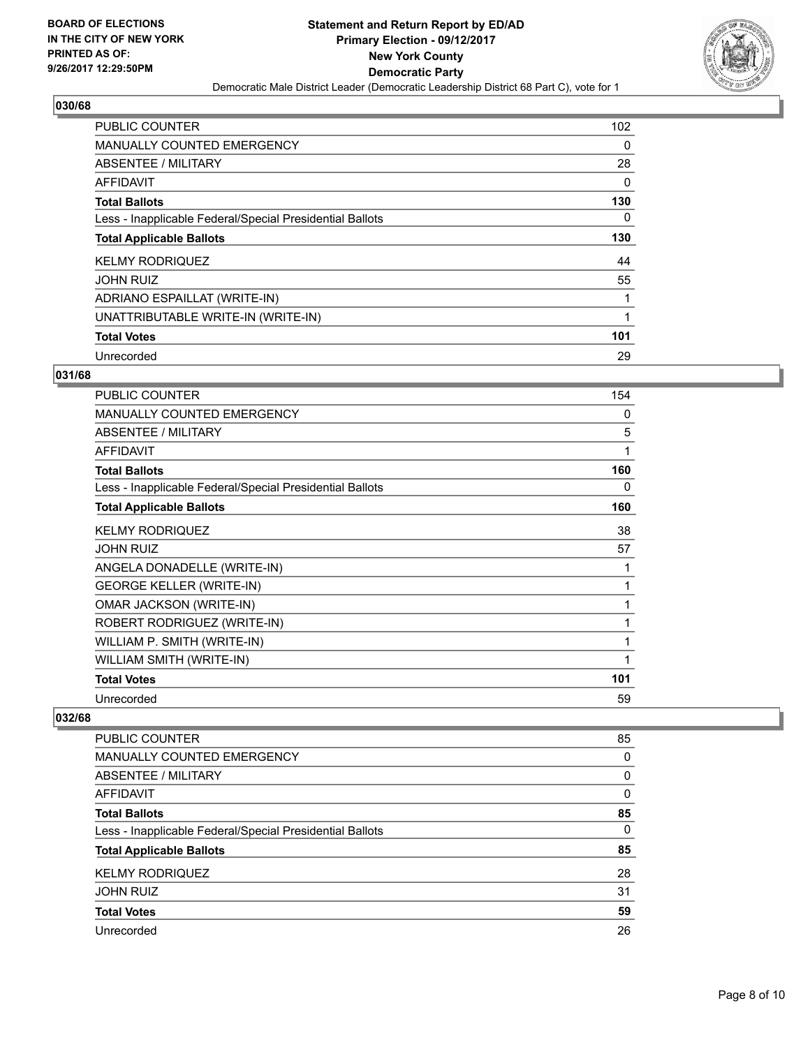## 030/68

| | |
|---|---|
| PUBLIC COUNTER | 102 |
| MANUALLY COUNTED EMERGENCY | 0 |
| ABSENTEE / MILITARY | 28 |
| AFFIDAVIT | 0 |
| **Total Ballots** | **130** |
| Less - Inapplicable Federal/Special Presidential Ballots | 0 |
| **Total Applicable Ballots** | **130** |
| KELMY RODRIQUEZ | 44 |
| JOHN RUIZ | 55 |
| ADRIANO ESPAILLAT (WRITE-IN) | 1 |
| UNATTRIBUTABLE WRITE-IN (WRITE-IN) | 1 |
| **Total Votes** | **101** |
| Unrecorded | 29 |

## 031/68

| | |
|---|---|
| PUBLIC COUNTER | 154 |
| MANUALLY COUNTED EMERGENCY | 0 |
| ABSENTEE / MILITARY | 5 |
| AFFIDAVIT | 1 |
| **Total Ballots** | **160** |
| Less - Inapplicable Federal/Special Presidential Ballots | 0 |
| **Total Applicable Ballots** | **160** |
| KELMY RODRIQUEZ | 38 |
| JOHN RUIZ | 57 |
| ANGELA DONADELLE (WRITE-IN) | 1 |
| GEORGE KELLER (WRITE-IN) | 1 |
| OMAR JACKSON (WRITE-IN) | 1 |
| ROBERT RODRIGUEZ (WRITE-IN) | 1 |
| WILLIAM P. SMITH (WRITE-IN) | 1 |
| WILLIAM SMITH (WRITE-IN) | 1 |
| **Total Votes** | **101** |
| Unrecorded | 59 |

## 032/68

| | |
|---|---|
| PUBLIC COUNTER | 85 |
| MANUALLY COUNTED EMERGENCY | 0 |
| ABSENTEE / MILITARY | 0 |
| AFFIDAVIT | 0 |
| **Total Ballots** | **85** |
| Less - Inapplicable Federal/Special Presidential Ballots | 0 |
| **Total Applicable Ballots** | **85** |
| KELMY RODRIQUEZ | 28 |
| JOHN RUIZ | 31 |
| **Total Votes** | **59** |
| Unrecorded | 26 |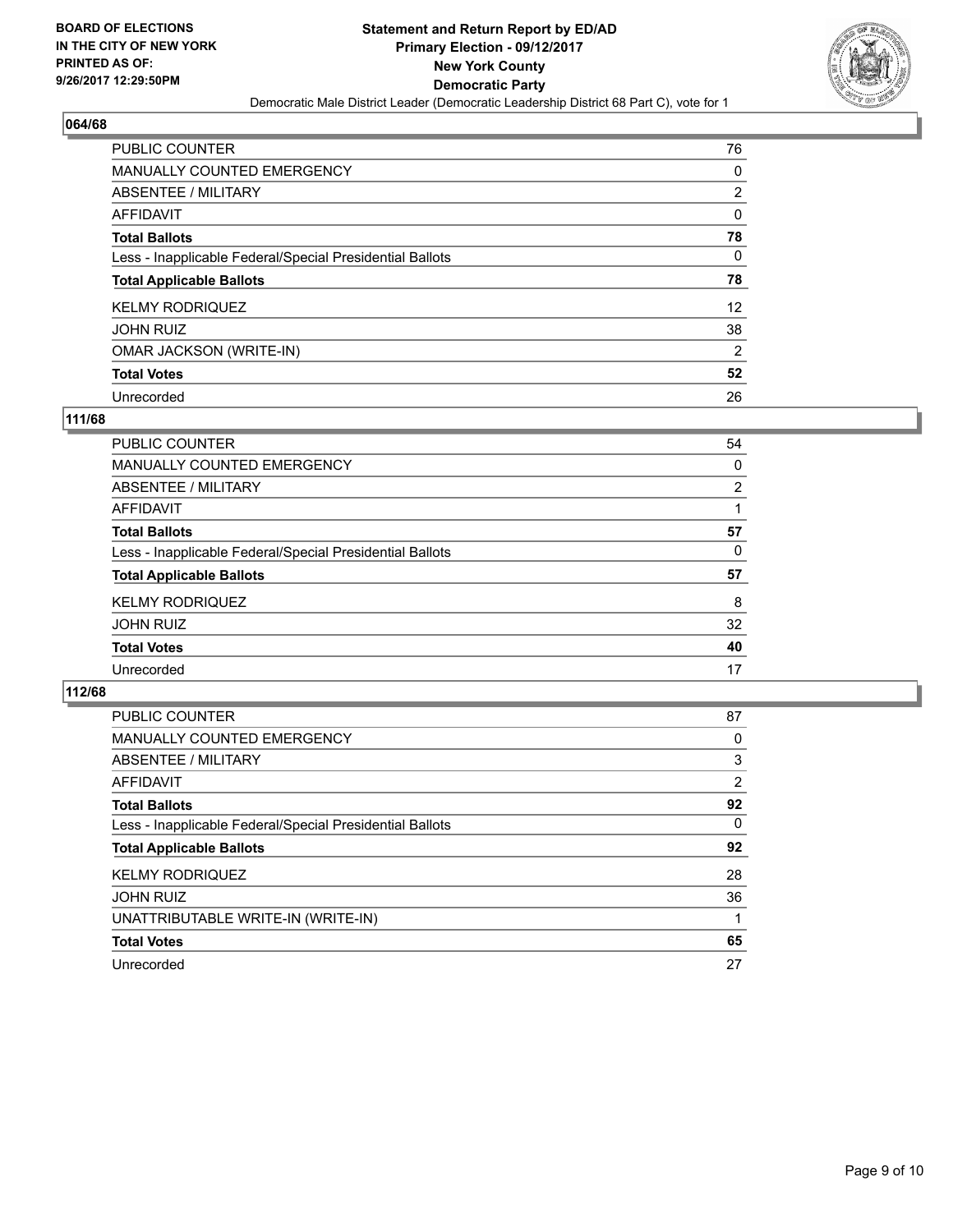**BOARD OF ELECTIONS IN THE CITY OF NEW YORK PRINTED AS OF: 9/26/2017 12:29:50PM**

**Statement and Return Report by ED/AD**
**Primary Election - 09/12/2017**
**New York County**
**Democratic Party**
Democratic Male District Leader (Democratic Leadership District 68 Part C), vote for 1

## 064/68

| | |
|---|---|
| PUBLIC COUNTER | 76 |
| MANUALLY COUNTED EMERGENCY | 0 |
| ABSENTEE / MILITARY | 2 |
| AFFIDAVIT | 0 |
| **Total Ballots** | **78** |
| Less - Inapplicable Federal/Special Presidential Ballots | 0 |
| **Total Applicable Ballots** | **78** |
| KELMY RODRIQUEZ | 12 |
| JOHN RUIZ | 38 |
| OMAR JACKSON (WRITE-IN) | 2 |
| **Total Votes** | **52** |
| Unrecorded | 26 |

## 111/68

| | |
|---|---|
| PUBLIC COUNTER | 54 |
| MANUALLY COUNTED EMERGENCY | 0 |
| ABSENTEE / MILITARY | 2 |
| AFFIDAVIT | 1 |
| **Total Ballots** | **57** |
| Less - Inapplicable Federal/Special Presidential Ballots | 0 |
| **Total Applicable Ballots** | **57** |
| KELMY RODRIQUEZ | 8 |
| JOHN RUIZ | 32 |
| **Total Votes** | **40** |
| Unrecorded | 17 |

## 112/68

| | |
|---|---|
| PUBLIC COUNTER | 87 |
| MANUALLY COUNTED EMERGENCY | 0 |
| ABSENTEE / MILITARY | 3 |
| AFFIDAVIT | 2 |
| **Total Ballots** | **92** |
| Less - Inapplicable Federal/Special Presidential Ballots | 0 |
| **Total Applicable Ballots** | **92** |
| KELMY RODRIQUEZ | 28 |
| JOHN RUIZ | 36 |
| UNATTRIBUTABLE WRITE-IN (WRITE-IN) | 1 |
| **Total Votes** | **65** |
| Unrecorded | 27 |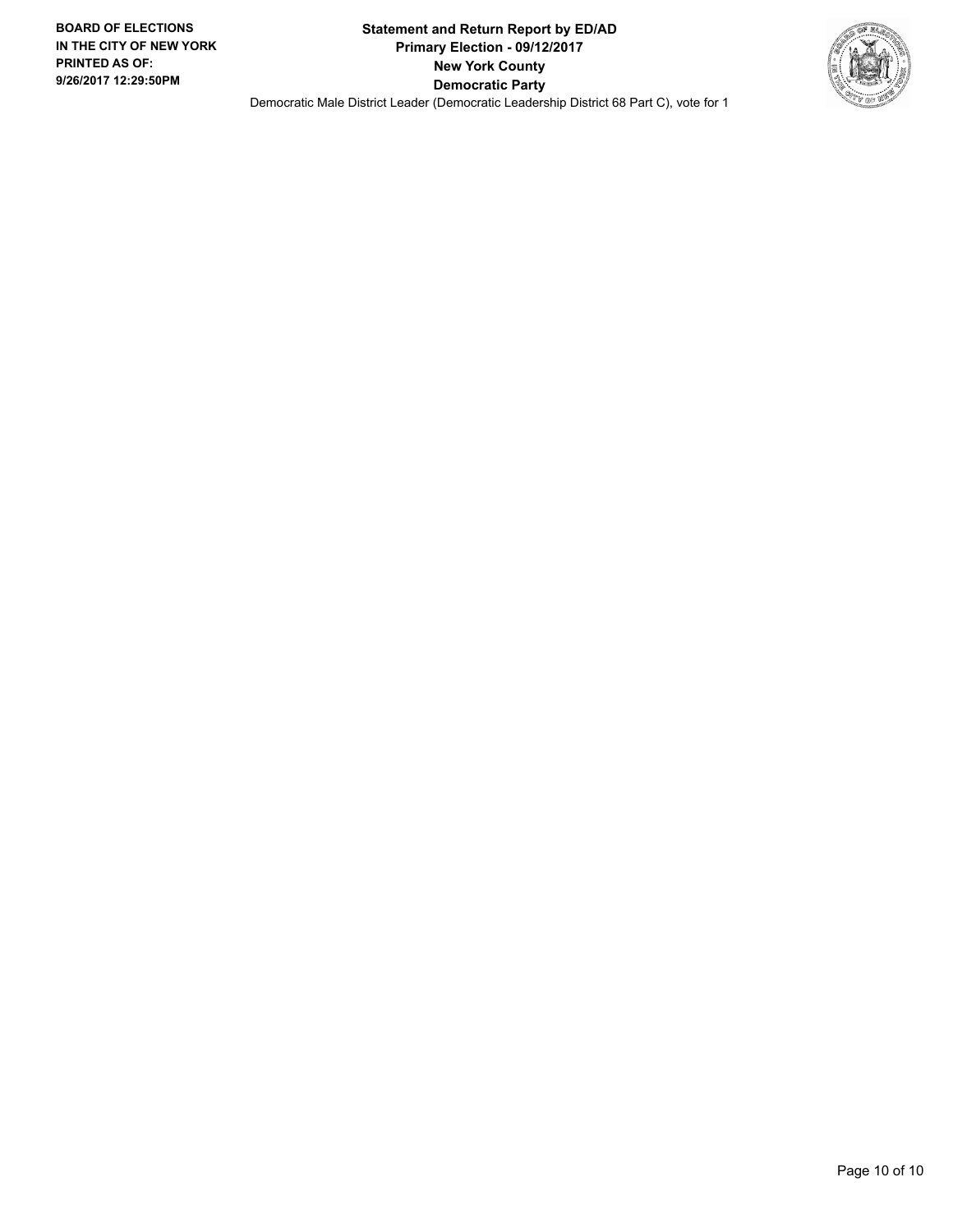**BOARD OF ELECTIONS IN THE CITY OF NEW YORK**
**PRINTED AS OF: 9/26/2017 12:29:50PM**

**Statement and Return Report by ED/AD**
**Primary Election - 09/12/2017**
**New York County**
**Democratic Party**

Democratic Male District Leader (Democratic Leadership District 68 Part C), vote for 1